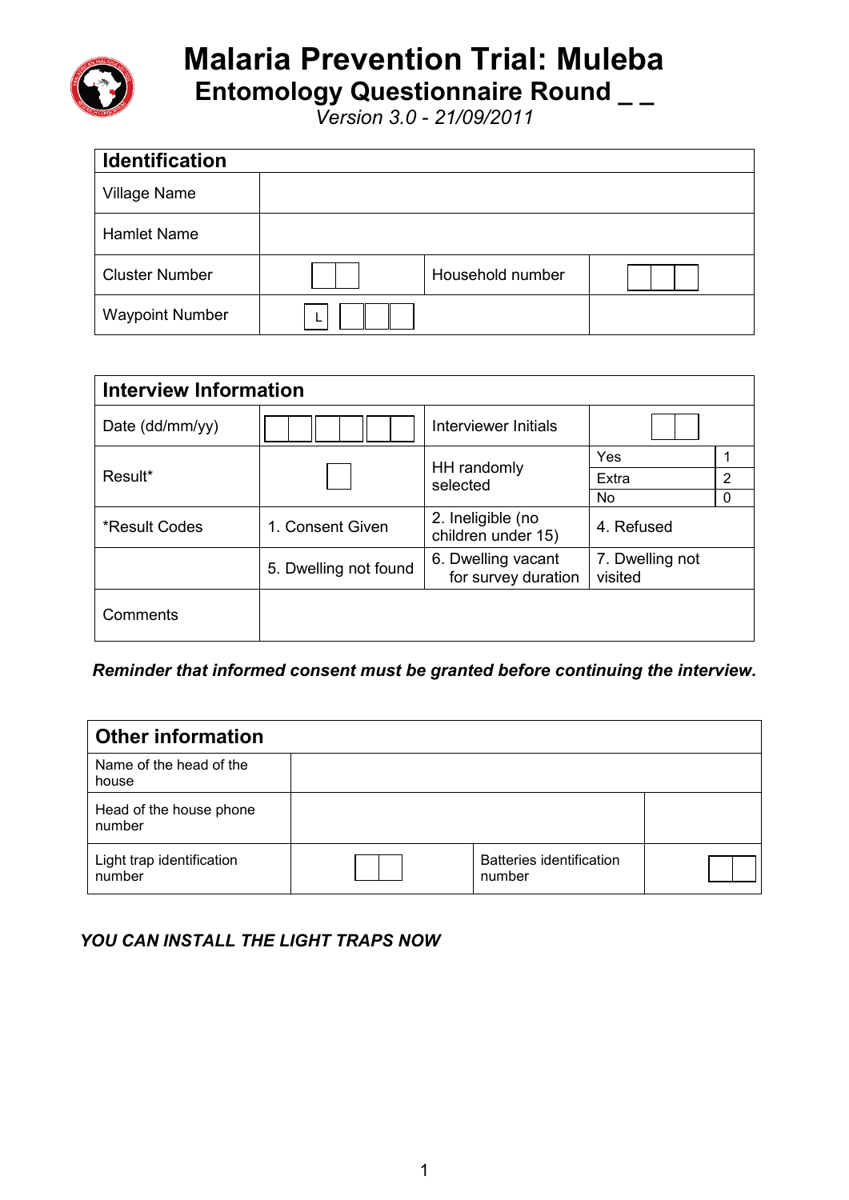# Malaria Prevention Trial: Muleba

## Entomology Questionnaire Round _ _

*Version 3.0 - 21/09/2011*

| **Identification** | | | |
|---|---|---|---|
| Village Name | | | |
| Hamlet Name | | | |
| Cluster Number | | Household number | |
| Waypoint Number | L | | |

| **Interview Information** | | | | |
|---|---|---|---|---|
| Date (dd/mm/yy) | | Interviewer Initials | | |
| Result* | | HH randomly selected | Yes | 1 |
| | | | Extra | 2 |
| | | | No | 0 |
| *Result Codes | 1. Consent Given | 2. Ineligible (no children under 15) | 4. Refused | |
| | 5. Dwelling not found | 6. Dwelling vacant for survey duration | 7. Dwelling not visited | |
| Comments | | | | |

***Reminder that informed consent must be granted before continuing the interview.***

| **Other information** | | | |
|---|---|---|---|
| Name of the head of the house | | | |
| Head of the house phone number | | | |
| Light trap identification number | | Batteries identification number | |

***YOU CAN INSTALL THE LIGHT TRAPS NOW***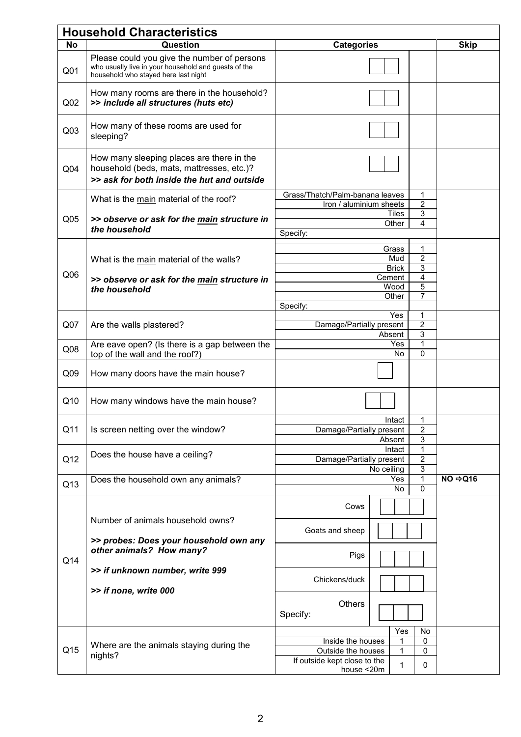## Household Characteristics

| No | Question | Categories | | Skip |
|---|---|---|---|---|
| Q01 | Please could you give the number of persons who usually live in your household and guests of the household who stayed here last night | [ ][ ] | | |
| Q02 | How many rooms are there in the household? ***>> include all structures (huts etc)*** | [ ][ ] | | |
| Q03 | How many of these rooms are used for sleeping? | [ ][ ] | | |
| Q04 | How many sleeping places are there in the household (beds, mats, mattresses, etc.)? ***>> ask for both inside the hut and outside*** | [ ][ ] | | |
| Q05 | What is the main material of the roof? ***>> observe or ask for the main structure in the household*** | Grass/Thatch/Palm-banana leaves | 1 | |
| | | Iron / aluminium sheets | 2 | |
| | | Tiles | 3 | |
| | | Other | 4 | |
| | | Specify: | | |
| Q06 | What is the main material of the walls? ***>> observe or ask for the main structure in the household*** | Grass | 1 | |
| | | Mud | 2 | |
| | | Brick | 3 | |
| | | Cement | 4 | |
| | | Wood | 5 | |
| | | Other | 7 | |
| | | Specify: | | |
| Q07 | Are the walls plastered? | Yes | 1 | |
| | | Damage/Partially present | 2 | |
| | | Absent | 3 | |
| Q08 | Are eave open? (Is there is a gap between the top of the wall and the roof?) | Yes | 1 | |
| | | No | 0 | |
| Q09 | How many doors have the main house? | [ ] | | |
| Q10 | How many windows have the main house? | [ ][ ] | | |
| Q11 | Is screen netting over the window? | Intact | 1 | |
| | | Damage/Partially present | 2 | |
| | | Absent | 3 | |
| Q12 | Does the house have a ceiling? | Intact | 1 | |
| | | Damage/Partially present | 2 | |
| | | No ceiling | 3 | |
| Q13 | Does the household own any animals? | Yes | 1 | **NO ⇨Q16** |
| | | No | 0 | |
| Q14 | Number of animals household owns? ***>> probes: Does your household own any other animals? How many?*** ***>> if unknown number, write 999*** ***>> if none, write 000*** | Cows | [ ][ ][ ] | |
| | | Goats and sheep | [ ][ ][ ] | |
| | | Pigs | [ ][ ][ ] | |
| | | Chickens/duck | [ ][ ][ ] | |
| | | Others Specify: | [ ][ ][ ] | |

| No | Question | Categories | Yes | No | Skip |
|---|---|---|---|---|---|
| Q15 | Where are the animals staying during the nights? | Inside the houses | 1 | 0 | |
| | | Outside the houses | 1 | 0 | |
| | | If outside kept close to the house <20m | 1 | 0 | |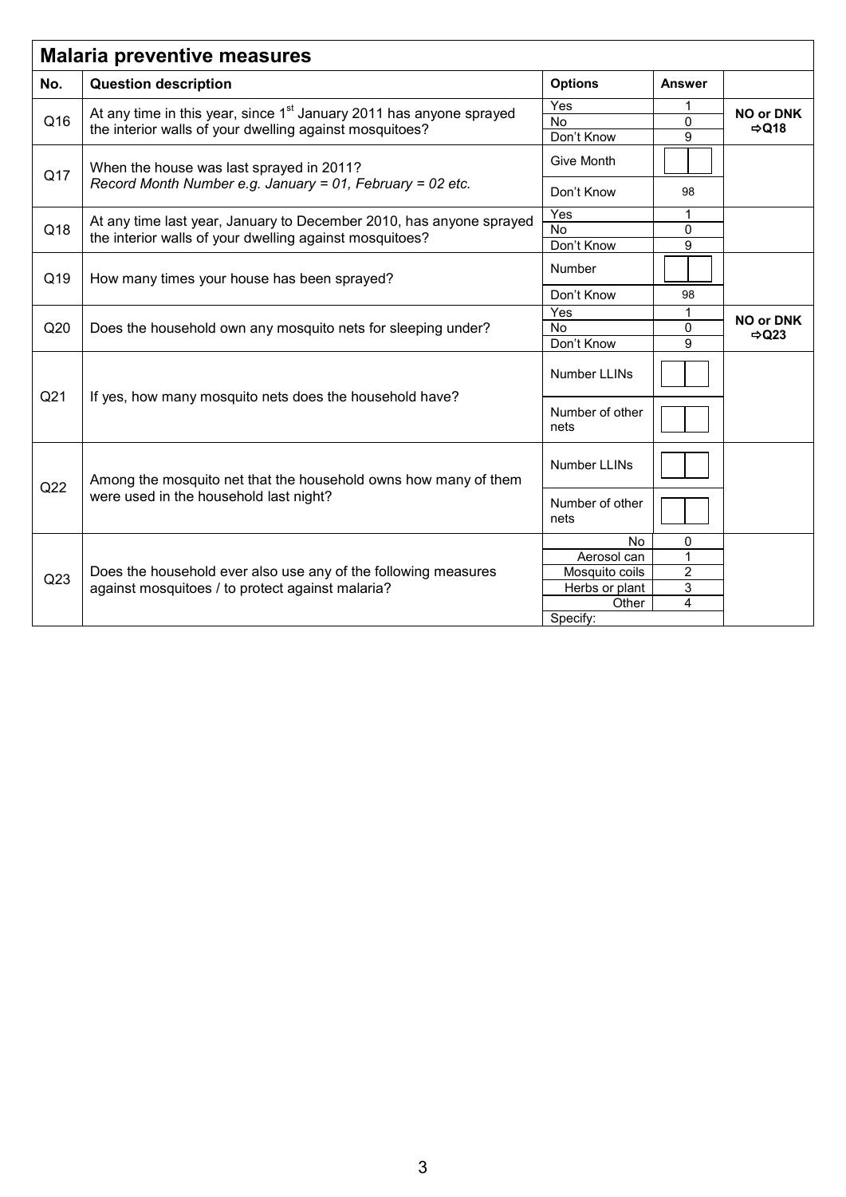## Malaria preventive measures

| No. | Question description | Options | Answer | |
|---|---|---|---|---|
| Q16 | At any time in this year, since 1st January 2011 has anyone sprayed the interior walls of your dwelling against mosquitoes? | Yes | 1 | NO or DNK ⇨Q18 |
| | | No | 0 | |
| | | Don't Know | 9 | |
| Q17 | When the house was last sprayed in 2011? *Record Month Number e.g. January = 01, February = 02 etc.* | Give Month | | |
| | | Don't Know | 98 | |
| Q18 | At any time last year, January to December 2010, has anyone sprayed the interior walls of your dwelling against mosquitoes? | Yes | 1 | |
| | | No | 0 | |
| | | Don't Know | 9 | |
| Q19 | How many times your house has been sprayed? | Number | | |
| | | Don't Know | 98 | |
| Q20 | Does the household own any mosquito nets for sleeping under? | Yes | 1 | NO or DNK ⇨Q23 |
| | | No | 0 | |
| | | Don't Know | 9 | |
| Q21 | If yes, how many mosquito nets does the household have? | Number LLINs | | |
| | | Number of other nets | | |
| Q22 | Among the mosquito net that the household owns how many of them were used in the household last night? | Number LLINs | | |
| | | Number of other nets | | |
| Q23 | Does the household ever also use any of the following measures against mosquitoes / to protect against malaria? | No | 0 | |
| | | Aerosol can | 1 | |
| | | Mosquito coils | 2 | |
| | | Herbs or plant | 3 | |
| | | Other | 4 | |
| | | Specify: | | |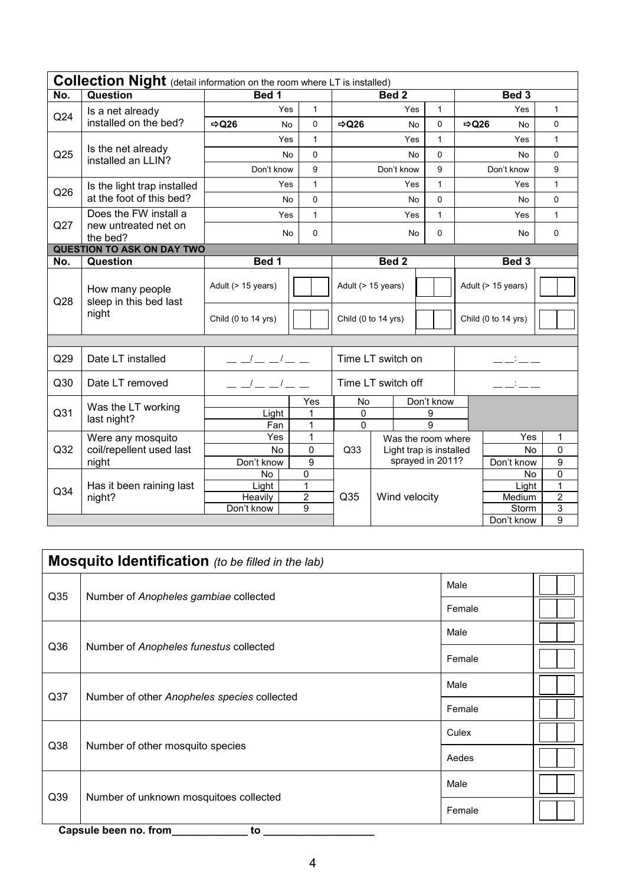## Collection Night (detail information on the room where LT is installed)

| No. | Question | Bed 1 | | | Bed 2 | | | Bed 3 | | |
|---|---|---|---|---|---|---|---|---|---|---|
| Q24 | Is a net already installed on the bed? | | Yes | 1 | | Yes | 1 | | Yes | 1 |
| | | ⇨Q26 | No | 0 | ⇨Q26 | No | 0 | ⇨Q26 | No | 0 |
| Q25 | Is the net already installed an LLIN? | | Yes | 1 | | Yes | 1 | | Yes | 1 |
| | | | No | 0 | | No | 0 | | No | 0 |
| | | | Don't know | 9 | | Don't know | 9 | | Don't know | 9 |
| Q26 | Is the light trap installed at the foot of this bed? | | Yes | 1 | | Yes | 1 | | Yes | 1 |
| | | | No | 0 | | No | 0 | | No | 0 |
| Q27 | Does the FW install a new untreated net on the bed? | | Yes | 1 | | Yes | 1 | | Yes | 1 |
| | | | No | 0 | | No | 0 | | No | 0 |

**QUESTION TO ASK ON DAY TWO**

| No. | Question | Bed 1 | | Bed 2 | | Bed 3 | |
|---|---|---|---|---|---|---|---|
| Q28 | How many people sleep in this bed last night | Adult (> 15 years) | | Adult (> 15 years) | | Adult (> 15 years) | |
| | | Child (0 to 14 yrs) | | Child (0 to 14 yrs) | | Child (0 to 14 yrs) | |

| | | | | |
|---|---|---|---|---|
| Q29 | Date LT installed | __ __/__ __/__ __ | Time LT switch on | __ __:__ __ |
| Q30 | Date LT removed | __ __/__ __/__ __ | Time LT switch off | __ __:__ __ |

| No. | Question | | Yes | No | Don't know |
|---|---|---|---|---|---|
| Q31 | Was the LT working last night? | Light | 1 | 0 | 9 |
| | | Fan | 1 | 0 | 9 |

| No. | Question | | | No. | Question | | |
|---|---|---|---|---|---|---|---|
| Q32 | Were any mosquito coil/repellent used last night | Yes | 1 | Q33 | Was the room where Light trap is installed sprayed in 2011? | Yes | 1 |
| | | No | 0 | | | No | 0 |
| | | Don't know | 9 | | | Don't know | 9 |
| Q34 | Has it been raining last night? | No | 0 | Q35 | Wind velocity | No | 0 |
| | | Light | 1 | | | Light | 1 |
| | | Heavily | 2 | | | Medium | 2 |
| | | Don't know | 9 | | | Storm | 3 |
| | | | | | | Don't know | 9 |

## Mosquito Identification *(to be filled in the lab)*

| No. | Question | | |
|---|---|---|---|
| Q35 | Number of *Anopheles gambiae* collected | Male | |
| | | Female | |
| Q36 | Number of *Anopheles funestus* collected | Male | |
| | | Female | |
| Q37 | Number of other *Anopheles species* collected | Male | |
| | | Female | |
| Q38 | Number of other mosquito species | Culex | |
| | | Aedes | |
| Q39 | Number of unknown mosquitoes collected | Male | |
| | | Female | |

**Capsule been no. from_____________ to __________________**